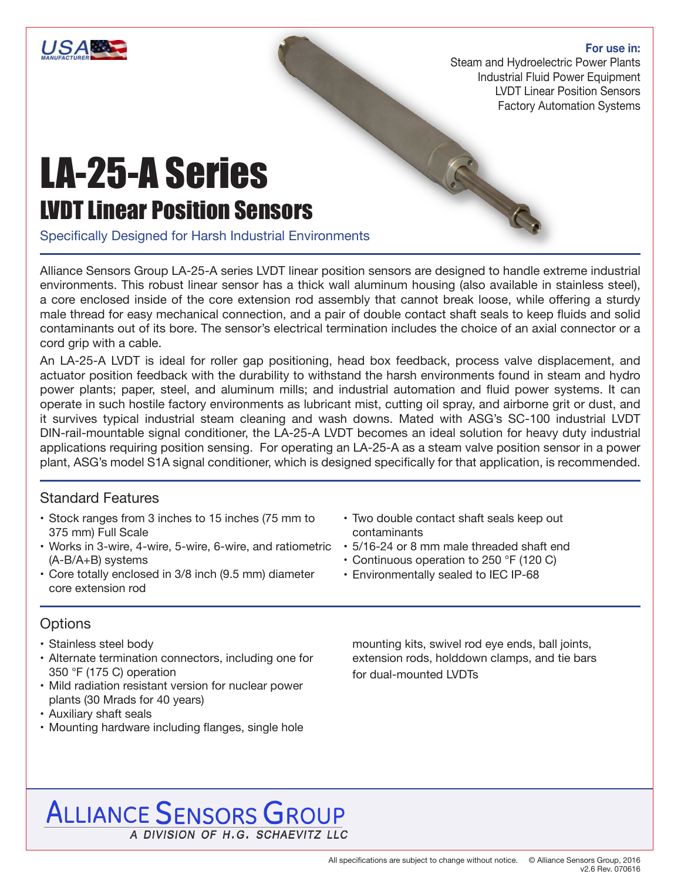**For use in:**

Steam and Hydroelectric Power Plants
Industrial Fluid Power Equipment
LVDT Linear Position Sensors
Factory Automation Systems

# LA-25-A Series

## LVDT Linear Position Sensors

Specifically Designed for Harsh Industrial Environments

Alliance Sensors Group LA-25-A series LVDT linear position sensors are designed to handle extreme industrial environments. This robust linear sensor has a thick wall aluminum housing (also available in stainless steel), a core enclosed inside of the core extension rod assembly that cannot break loose, while offering a sturdy male thread for easy mechanical connection, and a pair of double contact shaft seals to keep fluids and solid contaminants out of its bore. The sensor's electrical termination includes the choice of an axial connector or a cord grip with a cable.

An LA-25-A LVDT is ideal for roller gap positioning, head box feedback, process valve displacement, and actuator position feedback with the durability to withstand the harsh environments found in steam and hydro power plants; paper, steel, and aluminum mills; and industrial automation and fluid power systems. It can operate in such hostile factory environments as lubricant mist, cutting oil spray, and airborne grit or dust, and it survives typical industrial steam cleaning and wash downs. Mated with ASG's SC-100 industrial LVDT DIN-rail-mountable signal conditioner, the LA-25-A LVDT becomes an ideal solution for heavy duty industrial applications requiring position sensing. For operating an LA-25-A as a steam valve position sensor in a power plant, ASG's model S1A signal conditioner, which is designed specifically for that application, is recommended.

### Standard Features

- Stock ranges from 3 inches to 15 inches (75 mm to 375 mm) Full Scale
- Works in 3-wire, 4-wire, 5-wire, 6-wire, and ratiometric (A-B/A+B) systems
- Core totally enclosed in 3/8 inch (9.5 mm) diameter core extension rod
- Two double contact shaft seals keep out contaminants
- 5/16-24 or 8 mm male threaded shaft end
- Continuous operation to 250 °F (120 C)
- Environmentally sealed to IEC IP-68

### Options

- Stainless steel body
- Alternate termination connectors, including one for 350 °F (175 C) operation
- Mild radiation resistant version for nuclear power plants (30 Mrads for 40 years)
- Auxiliary shaft seals
- Mounting hardware including flanges, single hole mounting kits, swivel rod eye ends, ball joints, extension rods, holddown clamps, and tie bars for dual-mounted LVDTs

ALLIANCE SENSORS GROUP
*A DIVISION OF H.G. SCHAEVITZ LLC*

All specifications are subject to change without notice. © Alliance Sensors Group, 2016
v2.6 Rev. 070616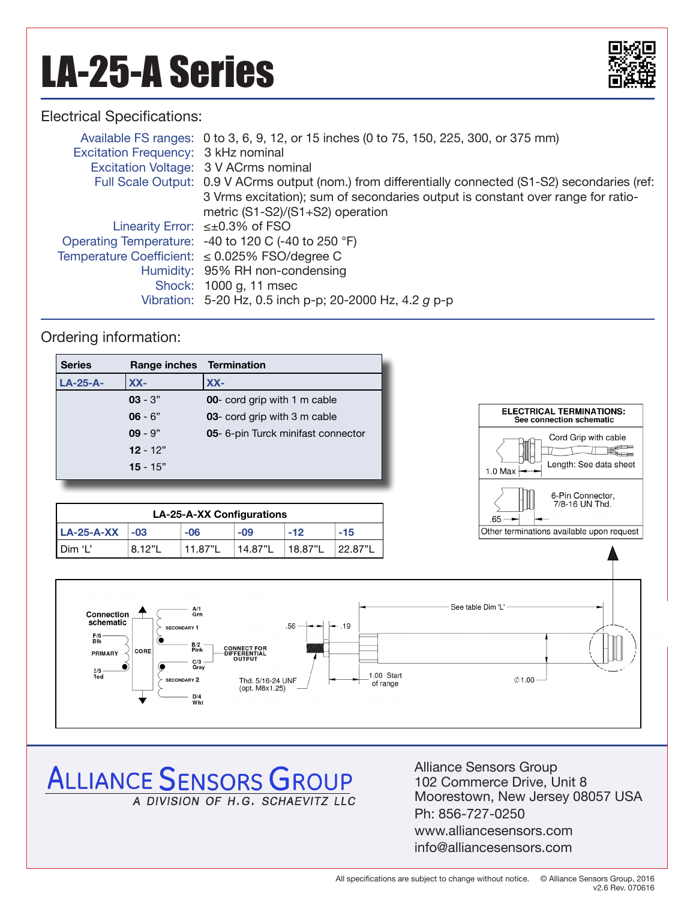# LA-25-A Series

## Electrical Specifications:

| | |
|---|---|
| Available FS ranges: | 0 to 3, 6, 9, 12, or 15 inches (0 to 75, 150, 225, 300, or 375 mm) |
| Excitation Frequency: | 3 kHz nominal |
| Excitation Voltage: | 3 V ACrms nominal |
| Full Scale Output: | 0.9 V ACrms output (nom.) from differentially connected (S1-S2) secondaries (ref: 3 Vrms excitation); sum of secondaries output is constant over range for ratio-metric (S1-S2)/(S1+S2) operation |
| Linearity Error: | ≤±0.3% of FSO |
| Operating Temperature: | -40 to 120 C (-40 to 250 °F) |
| Temperature Coefficient: | ≤ 0.025% FSO/degree C |
| Humidity: | 95% RH non-condensing |
| Shock: | 1000 g, 11 msec |
| Vibration: | 5-20 Hz, 0.5 inch p-p; 20-2000 Hz, 4.2 *g* p-p |

## Ordering information:

| Series | Range inches | Termination |
|---|---|---|
| LA-25-A- | XX- | XX- |
| | **03** - 3” | **00**- cord grip with 1 m cable |
| | **06** - 6” | **03**- cord grip with 3 m cable |
| | **09** - 9” | **05**- 6-pin Turck minifast connector |
| | **12** - 12” | |
| | **15** - 15” | |

| LA-25-A-XX Configurations | | | | | |
|---|---|---|---|---|---|
| LA-25-A-XX | -03 | -06 | -09 | -12 | -15 |
| Dim ‘L’ | 8.12”L | 11.87”L | 14.87”L | 18.87”L | 22.87”L |

ELECTRICAL TERMINATIONS:
See connection schematic

Cord Grip with cable
Length: See data sheet
1.0 Max

6-Pin Connector, 7/8-16 UN Thd.
.65

Other terminations available upon request

Connection schematic
F/6 Blk
PRIMARY
E/5 Red
CORE
A/1 Grn
SECONDARY 1
B/2 Pink
CONNECT FOR DIFFERENTIAL OUTPUT
C/3 Gray
SECONDARY 2
D/4 Wht

.56
.19
Thd. 5/16-24 UNF (opt. M8x1.25)
1.00 Start of range
See table Dim ‘L’
∅1.00

**ALLIANCE SENSORS GROUP**
A DIVISION OF H.G. SCHAEVITZ LLC

Alliance Sensors Group
102 Commerce Drive, Unit 8
Moorestown, New Jersey 08057 USA
Ph: 856-727-0250
www.alliancesensors.com
info@alliancesensors.com

All specifications are subject to change without notice. © Alliance Sensors Group, 2016
v2.6 Rev. 070616